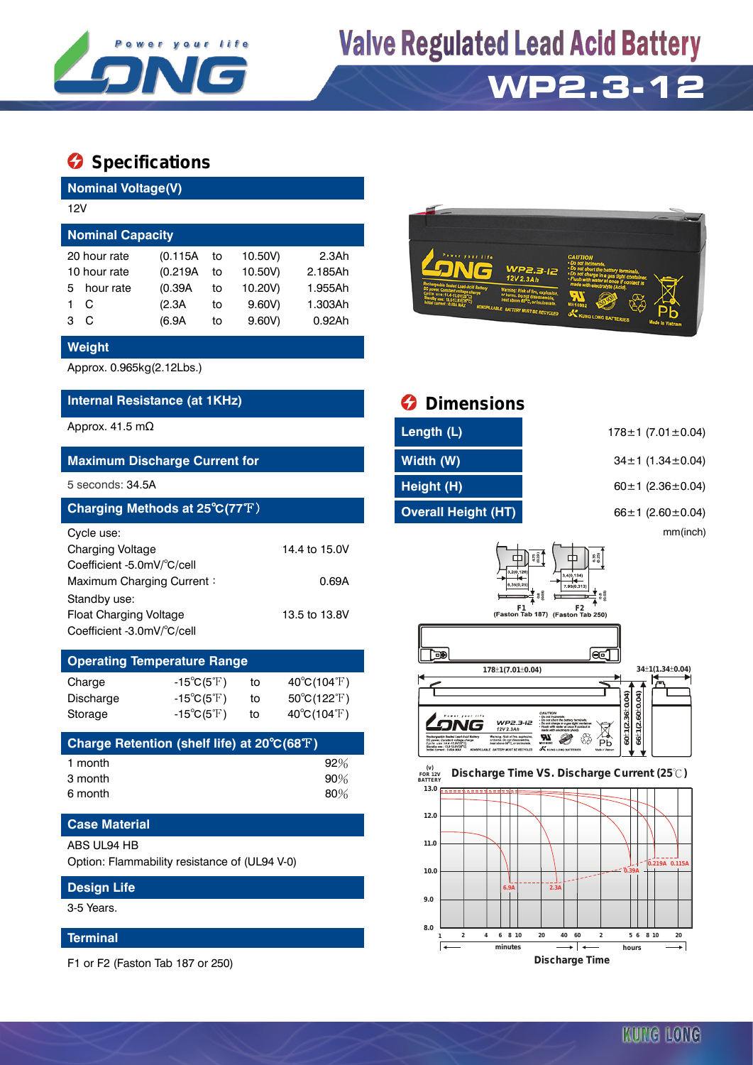# Valve Regulated Lead Acid Battery

# WP2.3-12

## Specifications

### Nominal Voltage(V)

12V

### Nominal Capacity

| | | | | |
|---|---|---|---|---|
| 20 hour rate | (0.115A | to | 10.50V) | 2.3Ah |
| 10 hour rate | (0.219A | to | 10.50V) | 2.185Ah |
| 5 hour rate | (0.39A | to | 10.20V) | 1.955Ah |
| 1 C | (2.3A | to | 9.60V) | 1.303Ah |
| 3 C | (6.9A | to | 9.60V) | 0.92Ah |

### Weight

Approx. 0.965kg(2.12Lbs.)

### Internal Resistance (at 1KHz)

Approx. 41.5 mΩ

### Maximum Discharge Current for

5 seconds: 34.5A

### Charging Methods at 25℃(77℉)

Cycle use:

| | |
|---|---|
| Charging Voltage | 14.4 to 15.0V |
| Coefficient -5.0mV/℃/cell | |
| Maximum Charging Current： | 0.69A |

Standby use:

| | |
|---|---|
| Float Charging Voltage | 13.5 to 13.8V |
| Coefficient -3.0mV/℃/cell | |

### Operating Temperature Range

| | | | |
|---|---|---|---|
| Charge | -15℃(5℉) | to | 40℃(104℉) |
| Discharge | -15℃(5℉) | to | 50℃(122℉) |
| Storage | -15℃(5℉) | to | 40℃(104℉) |

### Charge Retention (shelf life) at 20℃(68℉)

| | |
|---|---|
| 1 month | 92% |
| 3 month | 90% |
| 6 month | 80% |

### Case Material

ABS UL94 HB

Option: Flammability resistance of (UL94 V-0)

### Design Life

3-5 Years.

### Terminal

F1 or F2 (Faston Tab 187 or 250)

## Dimensions

| | |
|---|---|
| Length (L) | 178±1 (7.01±0.04) |
| Width (W) | 34±1 (1.34±0.04) |
| Height (H) | 60±1 (2.36±0.04) |
| Overall Height (HT) | 66±1 (2.60±0.04) |

mm(inch)

F1 (Faston Tab 187)
F2 (Faston Tab 250)

178±1(7.01±0.04)
34±1(1.34±0.04)
60±1(2.36±0.04)
66±1(2.60±0.04)

### Discharge Time VS. Discharge Current (25℃)

(v) FOR 12V BATTERY

13.0
12.0
11.0
10.0
9.0
8.0

6.9A
2.3A
0.39A
0.219A
0.115A

1 2 4 6 8 10 20 40 60 2 5 6 8 10 20

minutes
hours

Discharge Time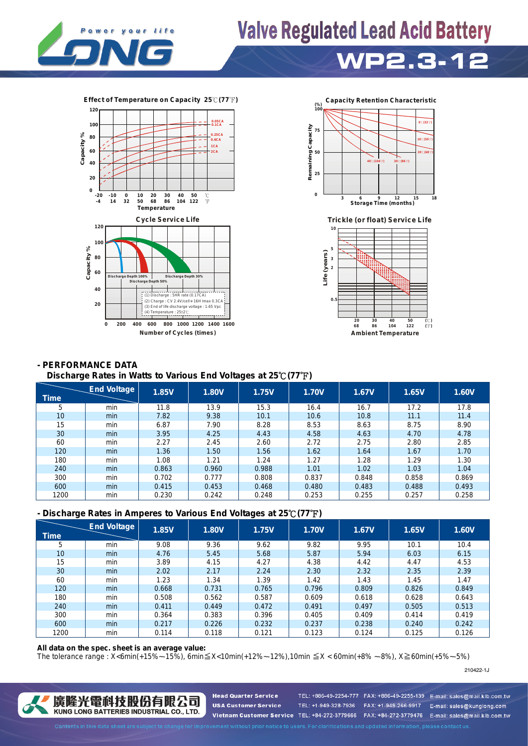# Valve Regulated Lead Acid Battery

## WP2.3-12

Effect of Temperature on Capacity 25℃(77℉)

120
100
80
60
40
20
0
Capacity %
0.05CA
0.1CA
0.25CA
0.6CA
1CA
2CA
-20 -10 0 10 20 30 40 50 ℃
-4 14 32 50 68 86 104 122 ℉
Temperature

Capacity Retention Characteristic

(%)
100
75
50
25
0
Remaining Capacity
0℃(32℉)
10℃(50℉)
20℃(68℉)
40℃(104℉)
30℃(86℉)
3 6 9 12 15 18
Storage Time (months)

Cycle Service Life

120
100
80
60
40
20
Capacity %
Discharge Depth 100%
Discharge Depth 50%
Discharge Depth 30%
(1) Discharge : 5HR rate (0.17CA)
(2) Charge : CV 2.4V/cell≡16H Imax 0.3CA
(3) End of life discharge voltage : 1.65 Vpc
(4) Temperature : 25±2℃
0 200 400 600 800 1000 1200 1400 1600
Number of Cycles (times)

Trickle (or float) Service Life

10
5
3
2
0.5
Life (years)
20 30 40 50 (℃)
68 86 104 122 (℉)
Ambient Temperature

## - PERFORMANCE DATA

### Discharge Rates in Watts to Various End Voltages at 25℃(77℉)

| Time | | 1.85V | 1.80V | 1.75V | 1.70V | 1.67V | 1.65V | 1.60V |
|---|---|---|---|---|---|---|---|---|
| 5 | min | 11.8 | 13.9 | 15.3 | 16.4 | 16.7 | 17.2 | 17.8 |
| 10 | min | 7.82 | 9.38 | 10.1 | 10.6 | 10.8 | 11.1 | 11.4 |
| 15 | min | 6.87 | 7.90 | 8.28 | 8.53 | 8.63 | 8.75 | 8.90 |
| 30 | min | 3.95 | 4.25 | 4.43 | 4.58 | 4.63 | 4.70 | 4.78 |
| 60 | min | 2.27 | 2.45 | 2.60 | 2.72 | 2.75 | 2.80 | 2.85 |
| 120 | min | 1.36 | 1.50 | 1.56 | 1.62 | 1.64 | 1.67 | 1.70 |
| 180 | min | 1.08 | 1.21 | 1.24 | 1.27 | 1.28 | 1.29 | 1.30 |
| 240 | min | 0.863 | 0.960 | 0.988 | 1.01 | 1.02 | 1.03 | 1.04 |
| 300 | min | 0.702 | 0.777 | 0.808 | 0.837 | 0.848 | 0.858 | 0.869 |
| 600 | min | 0.415 | 0.453 | 0.468 | 0.480 | 0.483 | 0.488 | 0.493 |
| 1200 | min | 0.230 | 0.242 | 0.248 | 0.253 | 0.255 | 0.257 | 0.258 |

### - Discharge Rates in Amperes to Various End Voltages at 25℃(77℉)

| Time | | 1.85V | 1.80V | 1.75V | 1.70V | 1.67V | 1.65V | 1.60V |
|---|---|---|---|---|---|---|---|---|
| 5 | min | 9.08 | 9.36 | 9.62 | 9.82 | 9.95 | 10.1 | 10.4 |
| 10 | min | 4.76 | 5.45 | 5.68 | 5.87 | 5.94 | 6.03 | 6.15 |
| 15 | min | 3.89 | 4.15 | 4.27 | 4.38 | 4.42 | 4.47 | 4.53 |
| 30 | min | 2.02 | 2.17 | 2.24 | 2.30 | 2.32 | 2.35 | 2.39 |
| 60 | min | 1.23 | 1.34 | 1.39 | 1.42 | 1.43 | 1.45 | 1.47 |
| 120 | min | 0.668 | 0.731 | 0.765 | 0.796 | 0.809 | 0.826 | 0.849 |
| 180 | min | 0.508 | 0.562 | 0.587 | 0.609 | 0.618 | 0.628 | 0.643 |
| 240 | min | 0.411 | 0.449 | 0.472 | 0.491 | 0.497 | 0.505 | 0.513 |
| 300 | min | 0.364 | 0.383 | 0.396 | 0.405 | 0.409 | 0.414 | 0.419 |
| 600 | min | 0.217 | 0.226 | 0.232 | 0.237 | 0.238 | 0.240 | 0.242 |
| 1200 | min | 0.114 | 0.118 | 0.121 | 0.123 | 0.124 | 0.125 | 0.126 |

**All data on the spec. sheet is an average value:**
The tolerance range : X<6min(+15%~-15%), 6min≦X<10min(+12%~-12%),10min ≦X <60min(+8% ~-8%), X≧60min(+5%~-5%)

210422-1J

廣隆光電科技股份有限公司
KUNG LONG BATTERIES INDUSTRIAL CO., LTD.

| | | | |
|---|---|---|---|
| Head Quarter Service | TEL: +886-49-2254-777 | FAX: +886-49-2255-139 | E-mail: sales@mail.klb.com.tw |
| USA Customer Service | TEL: +1-949-328-7936 | FAX: +1-949-266-9917 | E-mail: sales@kunglong.com |
| Vietnam Customer Service | TEL: +84-272-3779666 | FAX: +84-272-3779476 | E-mail: sales@mail.klb.com.tw |

Contents in this data sheet are subject to change for improvement without prior notice to users. For clarifications and updated information, please contact us.